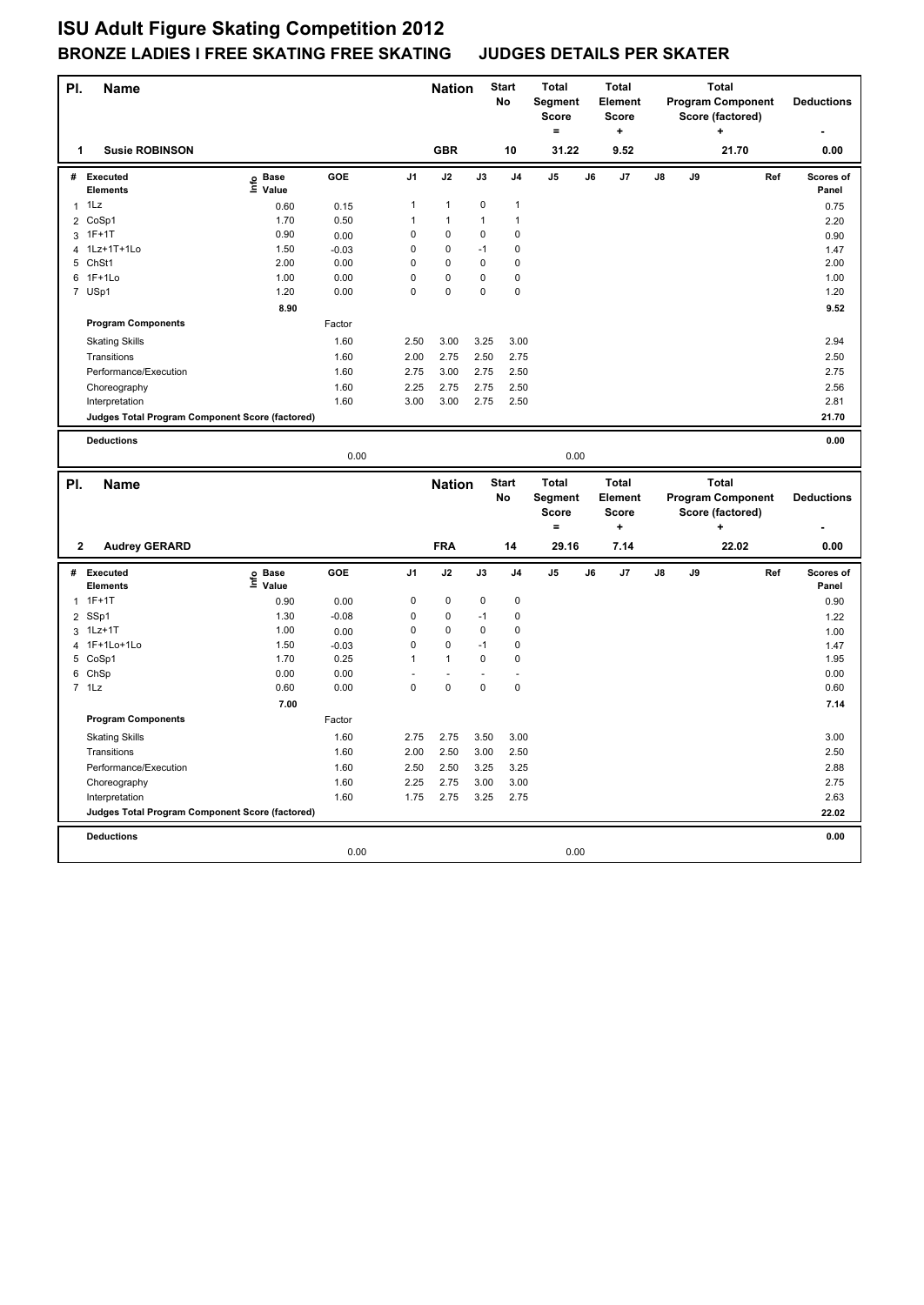# ISU Adult Figure Skating Competition 2012

## BRONZE LADIES I FREE SKATING FREE SKATING JUDGES DETAILS PER SKATER

| Pl. | Name | Nation | Start No | Total Segment Score = | Total Element Score + | Total Program Component Score (factored) + | Deductions - |
|---|---|---|---|---|---|---|---|
| 1 | Susie ROBINSON | GBR | 10 | 31.22 | 9.52 | 21.70 | 0.00 |

| # | Executed Elements | Info | Base Value | GOE | J1 | J2 | J3 | J4 | J5 | J6 | J7 | J8 | J9 | Ref | Scores of Panel |
|---|---|---|---|---|---|---|---|---|---|---|---|---|---|---|---|
| 1 | 1Lz | | 0.60 | 0.15 | 1 | 1 | 0 | 1 | | | | | | | 0.75 |
| 2 | CoSp1 | | 1.70 | 0.50 | 1 | 1 | 1 | 1 | | | | | | | 2.20 |
| 3 | 1F+1T | | 0.90 | 0.00 | 0 | 0 | 0 | 0 | | | | | | | 0.90 |
| 4 | 1Lz+1T+1Lo | | 1.50 | -0.03 | 0 | 0 | -1 | 0 | | | | | | | 1.47 |
| 5 | ChSt1 | | 2.00 | 0.00 | 0 | 0 | 0 | 0 | | | | | | | 2.00 |
| 6 | 1F+1Lo | | 1.00 | 0.00 | 0 | 0 | 0 | 0 | | | | | | | 1.00 |
| 7 | USp1 | | 1.20 | 0.00 | 0 | 0 | 0 | 0 | | | | | | | 1.20 |
| | | | 8.90 | | | | | | | | | | | | 9.52 |
| | **Program Components** | | | Factor | | | | | | | | | | | |
| | Skating Skills | | | 1.60 | 2.50 | 3.00 | 3.25 | 3.00 | | | | | | | 2.94 |
| | Transitions | | | 1.60 | 2.00 | 2.75 | 2.50 | 2.75 | | | | | | | 2.50 |
| | Performance/Execution | | | 1.60 | 2.75 | 3.00 | 2.75 | 2.50 | | | | | | | 2.75 |
| | Choreography | | | 1.60 | 2.25 | 2.75 | 2.75 | 2.50 | | | | | | | 2.56 |
| | Interpretation | | | 1.60 | 3.00 | 3.00 | 2.75 | 2.50 | | | | | | | 2.81 |
| | **Judges Total Program Component Score (factored)** | | | | | | | | | | | | | | 21.70 |
| | **Deductions** | | | 0.00 | | | | | 0.00 | | | | | | 0.00 |

| Pl. | Name | Nation | Start No | Total Segment Score = | Total Element Score + | Total Program Component Score (factored) + | Deductions - |
|---|---|---|---|---|---|---|---|
| 2 | Audrey GERARD | FRA | 14 | 29.16 | 7.14 | 22.02 | 0.00 |

| # | Executed Elements | Info | Base Value | GOE | J1 | J2 | J3 | J4 | J5 | J6 | J7 | J8 | J9 | Ref | Scores of Panel |
|---|---|---|---|---|---|---|---|---|---|---|---|---|---|---|---|
| 1 | 1F+1T | | 0.90 | 0.00 | 0 | 0 | 0 | 0 | | | | | | | 0.90 |
| 2 | SSp1 | | 1.30 | -0.08 | 0 | 0 | -1 | 0 | | | | | | | 1.22 |
| 3 | 1Lz+1T | | 1.00 | 0.00 | 0 | 0 | 0 | 0 | | | | | | | 1.00 |
| 4 | 1F+1Lo+1Lo | | 1.50 | -0.03 | 0 | 0 | -1 | 0 | | | | | | | 1.47 |
| 5 | CoSp1 | | 1.70 | 0.25 | 1 | 1 | 0 | 0 | | | | | | | 1.95 |
| 6 | ChSp | | 0.00 | 0.00 | - | - | - | - | | | | | | | 0.00 |
| 7 | 1Lz | | 0.60 | 0.00 | 0 | 0 | 0 | 0 | | | | | | | 0.60 |
| | | | 7.00 | | | | | | | | | | | | 7.14 |
| | **Program Components** | | | Factor | | | | | | | | | | | |
| | Skating Skills | | | 1.60 | 2.75 | 2.75 | 3.50 | 3.00 | | | | | | | 3.00 |
| | Transitions | | | 1.60 | 2.00 | 2.50 | 3.00 | 2.50 | | | | | | | 2.50 |
| | Performance/Execution | | | 1.60 | 2.50 | 2.50 | 3.25 | 3.25 | | | | | | | 2.88 |
| | Choreography | | | 1.60 | 2.25 | 2.75 | 3.00 | 3.00 | | | | | | | 2.75 |
| | Interpretation | | | 1.60 | 1.75 | 2.75 | 3.25 | 2.75 | | | | | | | 2.63 |
| | **Judges Total Program Component Score (factored)** | | | | | | | | | | | | | | 22.02 |
| | **Deductions** | | | 0.00 | | | | | 0.00 | | | | | | 0.00 |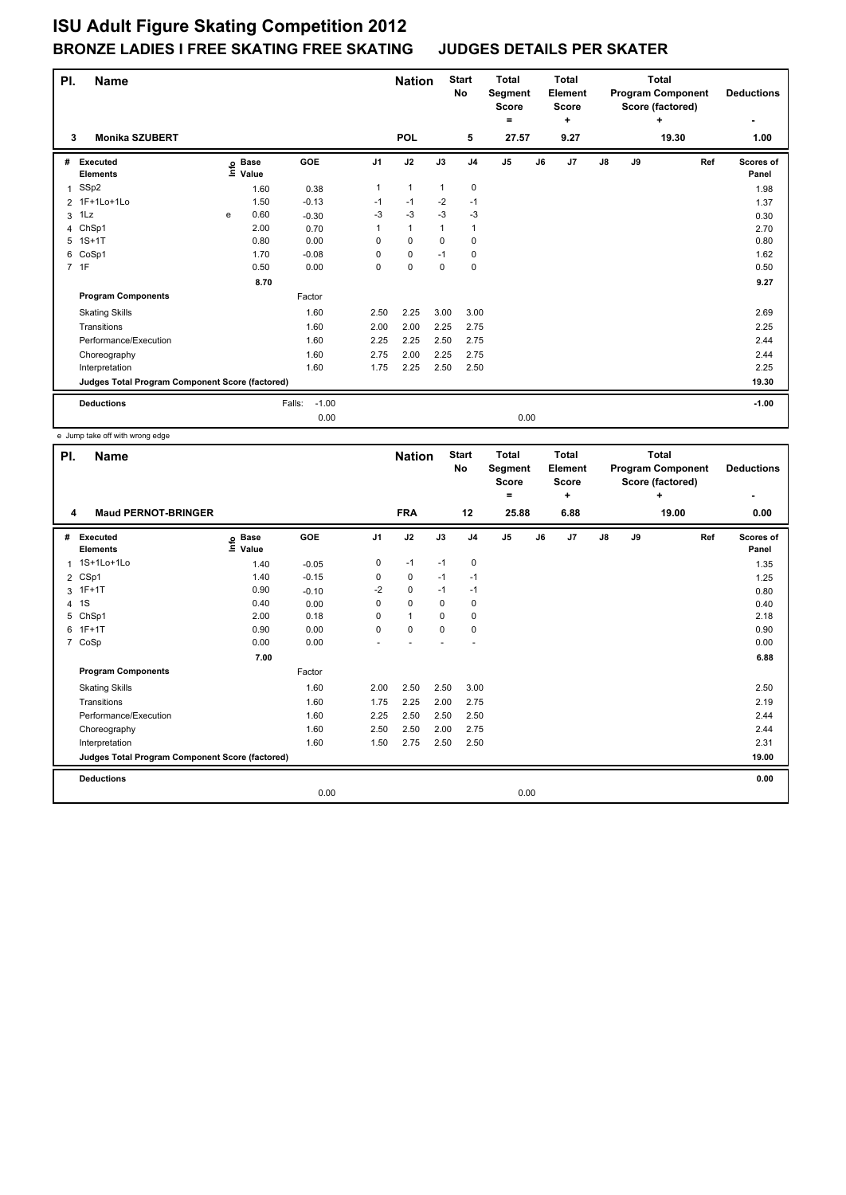# ISU Adult Figure Skating Competition 2012

## BRONZE LADIES I FREE SKATING FREE SKATING JUDGES DETAILS PER SKATER

| Pl. | Name | Nation | Start No | Total Segment Score = | Total Element Score + | Total Program Component Score (factored) + | Deductions - |
|---|---|---|---|---|---|---|---|
| 3 | Monika SZUBERT | POL | 5 | 27.57 | 9.27 | 19.30 | 1.00 |

| # | Executed Elements | Info | Base Value | GOE | J1 | J2 | J3 | J4 | J5 | J6 | J7 | J8 | J9 | Ref | Scores of Panel |
|---|---|---|---|---|---|---|---|---|---|---|---|---|---|---|---|
| 1 | SSp2 | | 1.60 | 0.38 | 1 | 1 | 1 | 0 | | | | | | | 1.98 |
| 2 | 1F+1Lo+1Lo | | 1.50 | -0.13 | -1 | -1 | -2 | -1 | | | | | | | 1.37 |
| 3 | 1Lz | e | 0.60 | -0.30 | -3 | -3 | -3 | -3 | | | | | | | 0.30 |
| 4 | ChSp1 | | 2.00 | 0.70 | 1 | 1 | 1 | 1 | | | | | | | 2.70 |
| 5 | 1S+1T | | 0.80 | 0.00 | 0 | 0 | 0 | 0 | | | | | | | 0.80 |
| 6 | CoSp1 | | 1.70 | -0.08 | 0 | 0 | -1 | 0 | | | | | | | 1.62 |
| 7 | 1F | | 0.50 | 0.00 | 0 | 0 | 0 | 0 | | | | | | | 0.50 |
| | | | 8.70 | | | | | | | | | | | | 9.27 |
| | Program Components | | | Factor | | | | | | | | | | | |
| | Skating Skills | | | 1.60 | 2.50 | 2.25 | 3.00 | 3.00 | | | | | | | 2.69 |
| | Transitions | | | 1.60 | 2.00 | 2.00 | 2.25 | 2.75 | | | | | | | 2.25 |
| | Performance/Execution | | | 1.60 | 2.25 | 2.25 | 2.50 | 2.75 | | | | | | | 2.44 |
| | Choreography | | | 1.60 | 2.75 | 2.00 | 2.25 | 2.75 | | | | | | | 2.44 |
| | Interpretation | | | 1.60 | 1.75 | 2.25 | 2.50 | 2.50 | | | | | | | 2.25 |
| | Judges Total Program Component Score (factored) | | | | | | | | | | | | | | 19.30 |
| | Deductions | | | Falls: -1.00 | | | | | | | | | | | -1.00 |
| | | | | 0.00 | | | | | 0.00 | | | | | | |

e Jump take off with wrong edge

| Pl. | Name | Nation | Start No | Total Segment Score = | Total Element Score + | Total Program Component Score (factored) + | Deductions - |
|---|---|---|---|---|---|---|---|
| 4 | Maud PERNOT-BRINGER | FRA | 12 | 25.88 | 6.88 | 19.00 | 0.00 |

| # | Executed Elements | Info | Base Value | GOE | J1 | J2 | J3 | J4 | J5 | J6 | J7 | J8 | J9 | Ref | Scores of Panel |
|---|---|---|---|---|---|---|---|---|---|---|---|---|---|---|---|
| 1 | 1S+1Lo+1Lo | | 1.40 | -0.05 | 0 | -1 | -1 | 0 | | | | | | | 1.35 |
| 2 | CSp1 | | 1.40 | -0.15 | 0 | 0 | -1 | -1 | | | | | | | 1.25 |
| 3 | 1F+1T | | 0.90 | -0.10 | -2 | 0 | -1 | -1 | | | | | | | 0.80 |
| 4 | 1S | | 0.40 | 0.00 | 0 | 0 | 0 | 0 | | | | | | | 0.40 |
| 5 | ChSp1 | | 2.00 | 0.18 | 0 | 1 | 0 | 0 | | | | | | | 2.18 |
| 6 | 1F+1T | | 0.90 | 0.00 | 0 | 0 | 0 | 0 | | | | | | | 0.90 |
| 7 | CoSp | | 0.00 | 0.00 | - | - | - | - | | | | | | | 0.00 |
| | | | 7.00 | | | | | | | | | | | | 6.88 |
| | Program Components | | | Factor | | | | | | | | | | | |
| | Skating Skills | | | 1.60 | 2.00 | 2.50 | 2.50 | 3.00 | | | | | | | 2.50 |
| | Transitions | | | 1.60 | 1.75 | 2.25 | 2.00 | 2.75 | | | | | | | 2.19 |
| | Performance/Execution | | | 1.60 | 2.25 | 2.50 | 2.50 | 2.50 | | | | | | | 2.44 |
| | Choreography | | | 1.60 | 2.50 | 2.50 | 2.00 | 2.75 | | | | | | | 2.44 |
| | Interpretation | | | 1.60 | 1.50 | 2.75 | 2.50 | 2.50 | | | | | | | 2.31 |
| | Judges Total Program Component Score (factored) | | | | | | | | | | | | | | 19.00 |
| | Deductions | | | | | | | | | | | | | | 0.00 |
| | | | | 0.00 | | | | | 0.00 | | | | | | |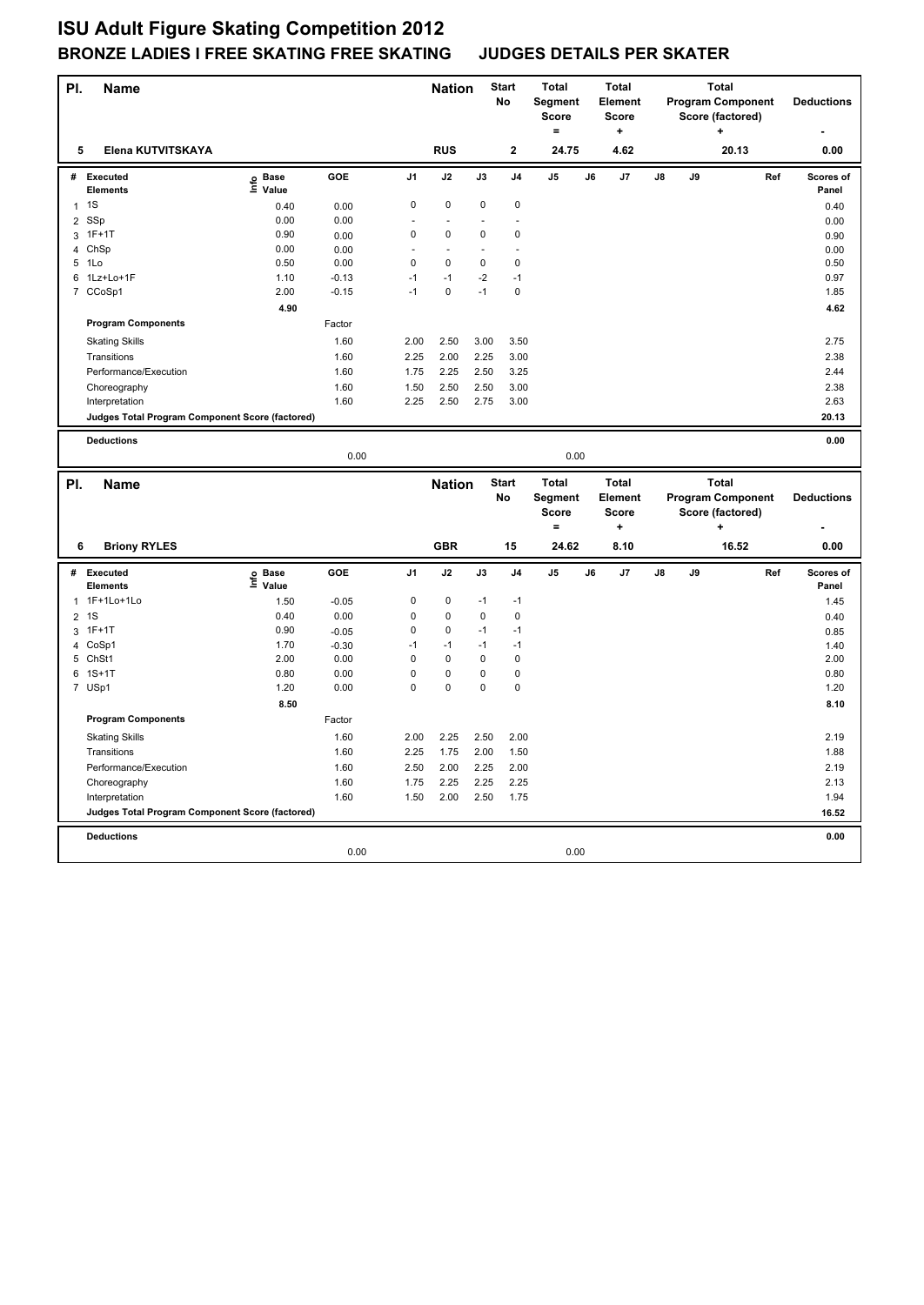# ISU Adult Figure Skating Competition 2012

## BRONZE LADIES I FREE SKATING FREE SKATING JUDGES DETAILS PER SKATER

| Pl. | Name | Nation | Start No | Total Segment Score = | Total Element Score + | Total Program Component Score (factored) + | Deductions - |
|---|---|---|---|---|---|---|---|
| 5 | Elena KUTVITSKAYA | RUS | 2 | 24.75 | 4.62 | 20.13 | 0.00 |

| # | Executed Elements | Info | Base Value | GOE | J1 | J2 | J3 | J4 | J5 | J6 | J7 | J8 | J9 | Ref | Scores of Panel |
|---|---|---|---|---|---|---|---|---|---|---|---|---|---|---|---|
| 1 | 1S | | 0.40 | 0.00 | 0 | 0 | 0 | 0 | | | | | | | 0.40 |
| 2 | SSp | | 0.00 | 0.00 | - | - | - | - | | | | | | | 0.00 |
| 3 | 1F+1T | | 0.90 | 0.00 | 0 | 0 | 0 | 0 | | | | | | | 0.90 |
| 4 | ChSp | | 0.00 | 0.00 | - | - | - | - | | | | | | | 0.00 |
| 5 | 1Lo | | 0.50 | 0.00 | 0 | 0 | 0 | 0 | | | | | | | 0.50 |
| 6 | 1Lz+Lo+1F | | 1.10 | -0.13 | -1 | -1 | -2 | -1 | | | | | | | 0.97 |
| 7 | CCoSp1 | | 2.00 | -0.15 | -1 | 0 | -1 | 0 | | | | | | | 1.85 |
| | | | 4.90 | | | | | | | | | | | | 4.62 |

| Program Components | Factor | J1 | J2 | J3 | J4 | J5 | J6 | J7 | J8 | J9 | Scores of Panel |
|---|---|---|---|---|---|---|---|---|---|---|---|
| Skating Skills | 1.60 | 2.00 | 2.50 | 3.00 | 3.50 | | | | | | 2.75 |
| Transitions | 1.60 | 2.25 | 2.00 | 2.25 | 3.00 | | | | | | 2.38 |
| Performance/Execution | 1.60 | 1.75 | 2.25 | 2.50 | 3.25 | | | | | | 2.44 |
| Choreography | 1.60 | 1.50 | 2.50 | 2.50 | 3.00 | | | | | | 2.38 |
| Interpretation | 1.60 | 2.25 | 2.50 | 2.75 | 3.00 | | | | | | 2.63 |
| Judges Total Program Component Score (factored) | | | | | | | | | | | 20.13 |

| Deductions | | | | 0.00 |
|---|---|---|---|---|
| | 0.00 | | 0.00 | |

| Pl. | Name | Nation | Start No | Total Segment Score = | Total Element Score + | Total Program Component Score (factored) + | Deductions - |
|---|---|---|---|---|---|---|---|
| 6 | Briony RYLES | GBR | 15 | 24.62 | 8.10 | 16.52 | 0.00 |

| # | Executed Elements | Info | Base Value | GOE | J1 | J2 | J3 | J4 | J5 | J6 | J7 | J8 | J9 | Ref | Scores of Panel |
|---|---|---|---|---|---|---|---|---|---|---|---|---|---|---|---|
| 1 | 1F+1Lo+1Lo | | 1.50 | -0.05 | 0 | 0 | -1 | -1 | | | | | | | 1.45 |
| 2 | 1S | | 0.40 | 0.00 | 0 | 0 | 0 | 0 | | | | | | | 0.40 |
| 3 | 1F+1T | | 0.90 | -0.05 | 0 | 0 | -1 | -1 | | | | | | | 0.85 |
| 4 | CoSp1 | | 1.70 | -0.30 | -1 | -1 | -1 | -1 | | | | | | | 1.40 |
| 5 | ChSt1 | | 2.00 | 0.00 | 0 | 0 | 0 | 0 | | | | | | | 2.00 |
| 6 | 1S+1T | | 0.80 | 0.00 | 0 | 0 | 0 | 0 | | | | | | | 0.80 |
| 7 | USp1 | | 1.20 | 0.00 | 0 | 0 | 0 | 0 | | | | | | | 1.20 |
| | | | 8.50 | | | | | | | | | | | | 8.10 |

| Program Components | Factor | J1 | J2 | J3 | J4 | J5 | J6 | J7 | J8 | J9 | Scores of Panel |
|---|---|---|---|---|---|---|---|---|---|---|---|
| Skating Skills | 1.60 | 2.00 | 2.25 | 2.50 | 2.00 | | | | | | 2.19 |
| Transitions | 1.60 | 2.25 | 1.75 | 2.00 | 1.50 | | | | | | 1.88 |
| Performance/Execution | 1.60 | 2.50 | 2.00 | 2.25 | 2.00 | | | | | | 2.19 |
| Choreography | 1.60 | 1.75 | 2.25 | 2.25 | 2.25 | | | | | | 2.13 |
| Interpretation | 1.60 | 1.50 | 2.00 | 2.50 | 1.75 | | | | | | 1.94 |
| Judges Total Program Component Score (factored) | | | | | | | | | | | 16.52 |

| Deductions | | | | 0.00 |
|---|---|---|---|---|
| | 0.00 | | 0.00 | |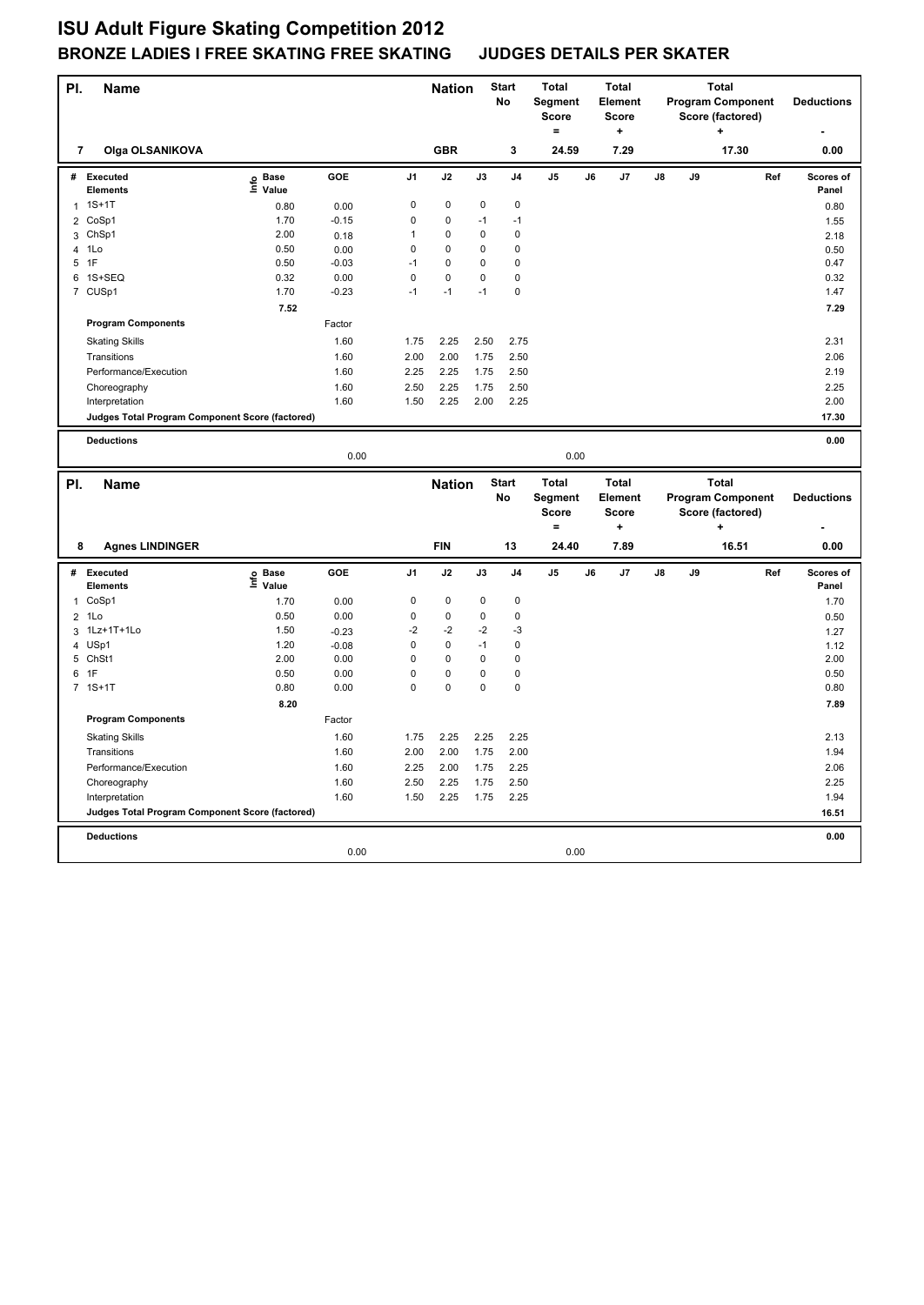# ISU Adult Figure Skating Competition 2012

## BRONZE LADIES I FREE SKATING FREE SKATING JUDGES DETAILS PER SKATER

| Pl. | Name | Nation | Start No | Total Segment Score = | Total Element Score + | Total Program Component Score (factored) + | Deductions - |
|---|---|---|---|---|---|---|---|
| 7 | Olga OLSANIKOVA | GBR | 3 | 24.59 | 7.29 | 17.30 | 0.00 |

| # | Executed Elements | Info | Base Value | GOE | J1 | J2 | J3 | J4 | J5 | J6 | J7 | J8 | J9 | Ref | Scores of Panel |
|---|---|---|---|---|---|---|---|---|---|---|---|---|---|---|---|
| 1 | 1S+1T | | 0.80 | 0.00 | 0 | 0 | 0 | 0 | | | | | | | 0.80 |
| 2 | CoSp1 | | 1.70 | -0.15 | 0 | 0 | -1 | -1 | | | | | | | 1.55 |
| 3 | ChSp1 | | 2.00 | 0.18 | 1 | 0 | 0 | 0 | | | | | | | 2.18 |
| 4 | 1Lo | | 0.50 | 0.00 | 0 | 0 | 0 | 0 | | | | | | | 0.50 |
| 5 | 1F | | 0.50 | -0.03 | -1 | 0 | 0 | 0 | | | | | | | 0.47 |
| 6 | 1S+SEQ | | 0.32 | 0.00 | 0 | 0 | 0 | 0 | | | | | | | 0.32 |
| 7 | CUSp1 | | 1.70 | -0.23 | -1 | -1 | -1 | 0 | | | | | | | 1.47 |
| | | | 7.52 | | | | | | | | | | | | 7.29 |

| Program Components | Factor | J1 | J2 | J3 | J4 | J5 | J6 | J7 | J8 | J9 | Scores of Panel |
|---|---|---|---|---|---|---|---|---|---|---|---|
| Skating Skills | 1.60 | 1.75 | 2.25 | 2.50 | 2.75 | | | | | | 2.31 |
| Transitions | 1.60 | 2.00 | 2.00 | 1.75 | 2.50 | | | | | | 2.06 |
| Performance/Execution | 1.60 | 2.25 | 2.25 | 1.75 | 2.50 | | | | | | 2.19 |
| Choreography | 1.60 | 2.50 | 2.25 | 1.75 | 2.50 | | | | | | 2.25 |
| Interpretation | 1.60 | 1.50 | 2.25 | 2.00 | 2.25 | | | | | | 2.00 |
| Judges Total Program Component Score (factored) | | | | | | | | | | | 17.30 |

| Deductions | | | |
|---|---|---|---|
| | 0.00 | 0.00 | 0.00 |

| Pl. | Name | Nation | Start No | Total Segment Score = | Total Element Score + | Total Program Component Score (factored) + | Deductions - |
|---|---|---|---|---|---|---|---|
| 8 | Agnes LINDINGER | FIN | 13 | 24.40 | 7.89 | 16.51 | 0.00 |

| # | Executed Elements | Info | Base Value | GOE | J1 | J2 | J3 | J4 | J5 | J6 | J7 | J8 | J9 | Ref | Scores of Panel |
|---|---|---|---|---|---|---|---|---|---|---|---|---|---|---|---|
| 1 | CoSp1 | | 1.70 | 0.00 | 0 | 0 | 0 | 0 | | | | | | | 1.70 |
| 2 | 1Lo | | 0.50 | 0.00 | 0 | 0 | 0 | 0 | | | | | | | 0.50 |
| 3 | 1Lz+1T+1Lo | | 1.50 | -0.23 | -2 | -2 | -2 | -3 | | | | | | | 1.27 |
| 4 | USp1 | | 1.20 | -0.08 | 0 | 0 | -1 | 0 | | | | | | | 1.12 |
| 5 | ChSt1 | | 2.00 | 0.00 | 0 | 0 | 0 | 0 | | | | | | | 2.00 |
| 6 | 1F | | 0.50 | 0.00 | 0 | 0 | 0 | 0 | | | | | | | 0.50 |
| 7 | 1S+1T | | 0.80 | 0.00 | 0 | 0 | 0 | 0 | | | | | | | 0.80 |
| | | | 8.20 | | | | | | | | | | | | 7.89 |

| Program Components | Factor | J1 | J2 | J3 | J4 | J5 | J6 | J7 | J8 | J9 | Scores of Panel |
|---|---|---|---|---|---|---|---|---|---|---|---|
| Skating Skills | 1.60 | 1.75 | 2.25 | 2.25 | 2.25 | | | | | | 2.13 |
| Transitions | 1.60 | 2.00 | 2.00 | 1.75 | 2.00 | | | | | | 1.94 |
| Performance/Execution | 1.60 | 2.25 | 2.00 | 1.75 | 2.25 | | | | | | 2.06 |
| Choreography | 1.60 | 2.50 | 2.25 | 1.75 | 2.50 | | | | | | 2.25 |
| Interpretation | 1.60 | 1.50 | 2.25 | 1.75 | 2.25 | | | | | | 1.94 |
| Judges Total Program Component Score (factored) | | | | | | | | | | | 16.51 |

| Deductions | | | |
|---|---|---|---|
| | 0.00 | 0.00 | 0.00 |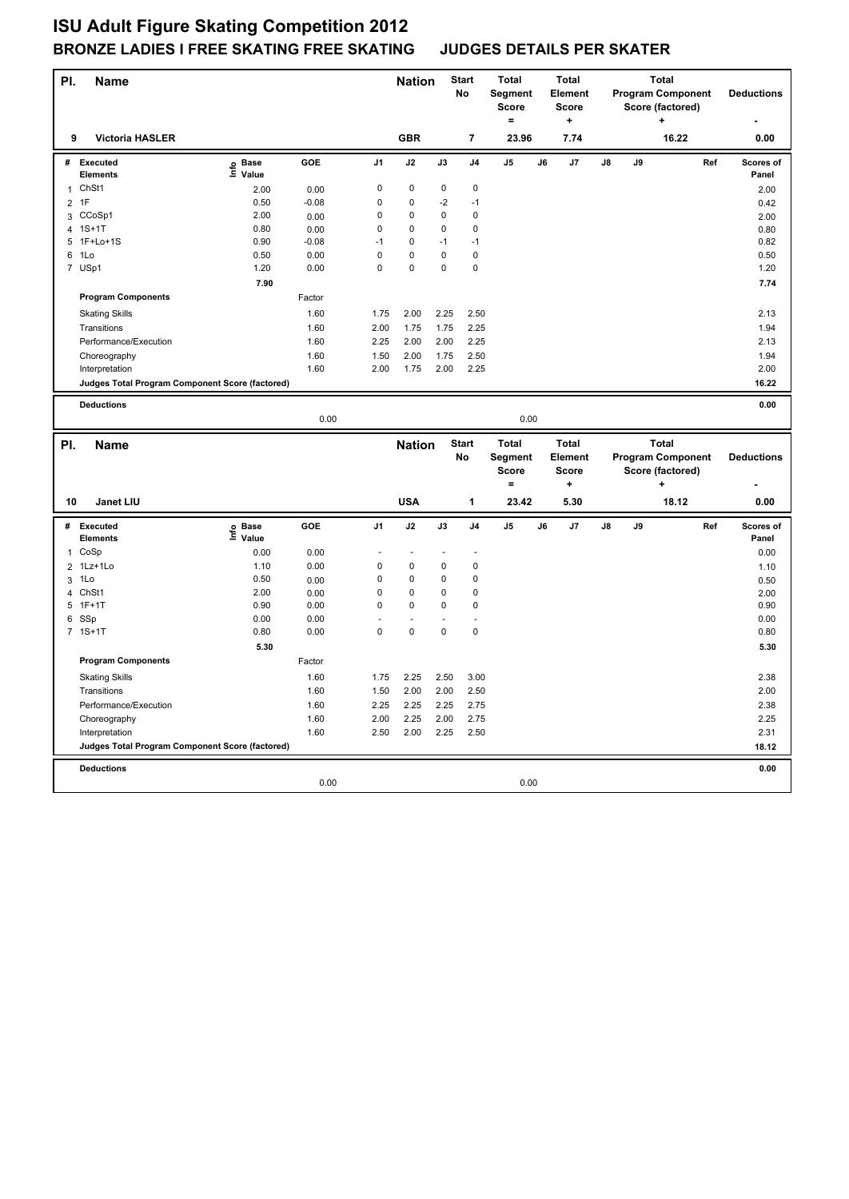# ISU Adult Figure Skating Competition 2012

## BRONZE LADIES I FREE SKATING FREE SKATING JUDGES DETAILS PER SKATER

| Pl. | Name | Nation | Start No | Total Segment Score = | Total Element Score + | Total Program Component Score (factored) + | Deductions - |
|---|---|---|---|---|---|---|---|
| 9 | Victoria HASLER | GBR | 7 | 23.96 | 7.74 | 16.22 | 0.00 |

| # | Executed Elements | Info | Base Value | GOE | J1 | J2 | J3 | J4 | J5 | J6 | J7 | J8 | J9 | Ref | Scores of Panel |
|---|---|---|---|---|---|---|---|---|---|---|---|---|---|---|---|
| 1 | ChSt1 | | 2.00 | 0.00 | 0 | 0 | 0 | 0 | | | | | | | 2.00 |
| 2 | 1F | | 0.50 | -0.08 | 0 | 0 | -2 | -1 | | | | | | | 0.42 |
| 3 | CCoSp1 | | 2.00 | 0.00 | 0 | 0 | 0 | 0 | | | | | | | 2.00 |
| 4 | 1S+1T | | 0.80 | 0.00 | 0 | 0 | 0 | 0 | | | | | | | 0.80 |
| 5 | 1F+Lo+1S | | 0.90 | -0.08 | -1 | 0 | -1 | -1 | | | | | | | 0.82 |
| 6 | 1Lo | | 0.50 | 0.00 | 0 | 0 | 0 | 0 | | | | | | | 0.50 |
| 7 | USp1 | | 1.20 | 0.00 | 0 | 0 | 0 | 0 | | | | | | | 1.20 |
| | | | 7.90 | | | | | | | | | | | | 7.74 |

| Program Components | Factor | J1 | J2 | J3 | J4 | J5 | J6 | J7 | J8 | J9 | Ref | Scores of Panel |
|---|---|---|---|---|---|---|---|---|---|---|---|---|
| Skating Skills | 1.60 | 1.75 | 2.00 | 2.25 | 2.50 | | | | | | | 2.13 |
| Transitions | 1.60 | 2.00 | 1.75 | 1.75 | 2.25 | | | | | | | 1.94 |
| Performance/Execution | 1.60 | 2.25 | 2.00 | 2.00 | 2.25 | | | | | | | 2.13 |
| Choreography | 1.60 | 1.50 | 2.00 | 1.75 | 2.50 | | | | | | | 1.94 |
| Interpretation | 1.60 | 2.00 | 1.75 | 2.00 | 2.25 | | | | | | | 2.00 |
| Judges Total Program Component Score (factored) | | | | | | | | | | | | 16.22 |

| Deductions | | | |
|---|---|---|---|
| | 0.00 | 0.00 | 0.00 |

| Pl. | Name | Nation | Start No | Total Segment Score = | Total Element Score + | Total Program Component Score (factored) + | Deductions - |
|---|---|---|---|---|---|---|---|
| 10 | Janet LIU | USA | 1 | 23.42 | 5.30 | 18.12 | 0.00 |

| # | Executed Elements | Info | Base Value | GOE | J1 | J2 | J3 | J4 | J5 | J6 | J7 | J8 | J9 | Ref | Scores of Panel |
|---|---|---|---|---|---|---|---|---|---|---|---|---|---|---|---|
| 1 | CoSp | | 0.00 | 0.00 | - | - | - | - | | | | | | | 0.00 |
| 2 | 1Lz+1Lo | | 1.10 | 0.00 | 0 | 0 | 0 | 0 | | | | | | | 1.10 |
| 3 | 1Lo | | 0.50 | 0.00 | 0 | 0 | 0 | 0 | | | | | | | 0.50 |
| 4 | ChSt1 | | 2.00 | 0.00 | 0 | 0 | 0 | 0 | | | | | | | 2.00 |
| 5 | 1F+1T | | 0.90 | 0.00 | 0 | 0 | 0 | 0 | | | | | | | 0.90 |
| 6 | SSp | | 0.00 | 0.00 | - | - | - | - | | | | | | | 0.00 |
| 7 | 1S+1T | | 0.80 | 0.00 | 0 | 0 | 0 | 0 | | | | | | | 0.80 |
| | | | 5.30 | | | | | | | | | | | | 5.30 |

| Program Components | Factor | J1 | J2 | J3 | J4 | J5 | J6 | J7 | J8 | J9 | Ref | Scores of Panel |
|---|---|---|---|---|---|---|---|---|---|---|---|---|
| Skating Skills | 1.60 | 1.75 | 2.25 | 2.50 | 3.00 | | | | | | | 2.38 |
| Transitions | 1.60 | 1.50 | 2.00 | 2.00 | 2.50 | | | | | | | 2.00 |
| Performance/Execution | 1.60 | 2.25 | 2.25 | 2.25 | 2.75 | | | | | | | 2.38 |
| Choreography | 1.60 | 2.00 | 2.25 | 2.00 | 2.75 | | | | | | | 2.25 |
| Interpretation | 1.60 | 2.50 | 2.00 | 2.25 | 2.50 | | | | | | | 2.31 |
| Judges Total Program Component Score (factored) | | | | | | | | | | | | 18.12 |

| Deductions | | | |
|---|---|---|---|
| | 0.00 | 0.00 | 0.00 |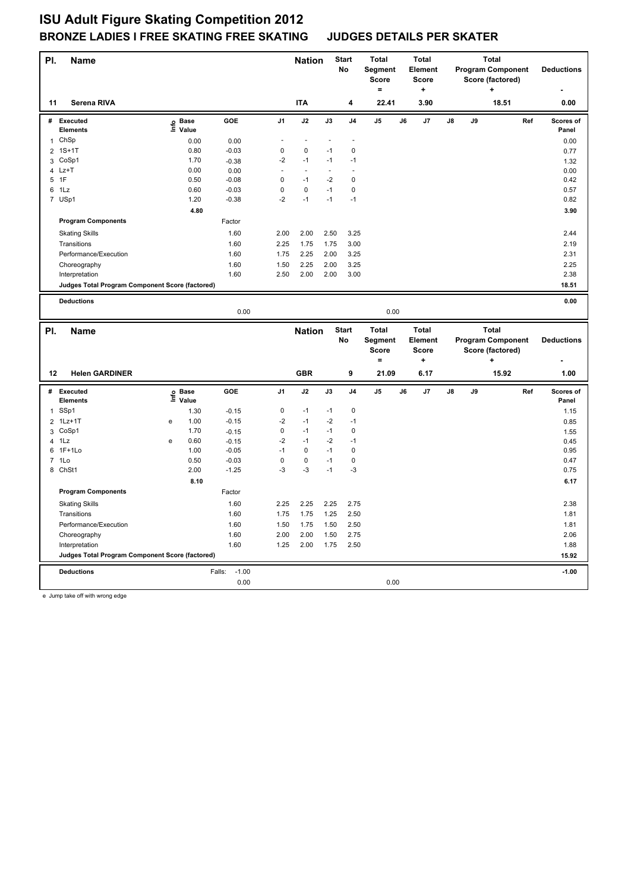# ISU Adult Figure Skating Competition 2012

## BRONZE LADIES I FREE SKATING FREE SKATING JUDGES DETAILS PER SKATER

| Pl. | Name | Nation | Start No | Total Segment Score = | Total Element Score + | Total Program Component Score (factored) + | Deductions - |
|---|---|---|---|---|---|---|---|
| 11 | Serena RIVA | ITA | 4 | 22.41 | 3.90 | 18.51 | 0.00 |

| # | Executed Elements | Info | Base Value | GOE | J1 | J2 | J3 | J4 | J5 | J6 | J7 | J8 | J9 | Ref | Scores of Panel |
|---|---|---|---|---|---|---|---|---|---|---|---|---|---|---|---|
| 1 | ChSp | | 0.00 | 0.00 | - | - | - | - | | | | | | | 0.00 |
| 2 | 1S+1T | | 0.80 | -0.03 | 0 | 0 | -1 | 0 | | | | | | | 0.77 |
| 3 | CoSp1 | | 1.70 | -0.38 | -2 | -1 | -1 | -1 | | | | | | | 1.32 |
| 4 | Lz+T | | 0.00 | 0.00 | - | - | - | - | | | | | | | 0.00 |
| 5 | 1F | | 0.50 | -0.08 | 0 | -1 | -2 | 0 | | | | | | | 0.42 |
| 6 | 1Lz | | 0.60 | -0.03 | 0 | 0 | -1 | 0 | | | | | | | 0.57 |
| 7 | USp1 | | 1.20 | -0.38 | -2 | -1 | -1 | -1 | | | | | | | 0.82 |
| | | | 4.80 | | | | | | | | | | | | 3.90 |

| Program Components | Factor | J1 | J2 | J3 | J4 | J5 | J6 | J7 | J8 | J9 | Ref | Scores of Panel |
|---|---|---|---|---|---|---|---|---|---|---|---|---|
| Skating Skills | 1.60 | 2.00 | 2.00 | 2.50 | 3.25 | | | | | | | 2.44 |
| Transitions | 1.60 | 2.25 | 1.75 | 1.75 | 3.00 | | | | | | | 2.19 |
| Performance/Execution | 1.60 | 1.75 | 2.25 | 2.00 | 3.25 | | | | | | | 2.31 |
| Choreography | 1.60 | 1.50 | 2.25 | 2.00 | 3.25 | | | | | | | 2.25 |
| Interpretation | 1.60 | 2.50 | 2.00 | 2.00 | 3.00 | | | | | | | 2.38 |
| Judges Total Program Component Score (factored) | | | | | | | | | | | | 18.51 |

| Deductions | | | 0.00 |
|---|---|---|---|
| | 0.00 | 0.00 | |

| Pl. | Name | Nation | Start No | Total Segment Score = | Total Element Score + | Total Program Component Score (factored) + | Deductions - |
|---|---|---|---|---|---|---|---|
| 12 | Helen GARDINER | GBR | 9 | 21.09 | 6.17 | 15.92 | 1.00 |

| # | Executed Elements | Info | Base Value | GOE | J1 | J2 | J3 | J4 | J5 | J6 | J7 | J8 | J9 | Ref | Scores of Panel |
|---|---|---|---|---|---|---|---|---|---|---|---|---|---|---|---|
| 1 | SSp1 | | 1.30 | -0.15 | 0 | -1 | -1 | 0 | | | | | | | 1.15 |
| 2 | 1Lz+1T | e | 1.00 | -0.15 | -2 | -1 | -2 | -1 | | | | | | | 0.85 |
| 3 | CoSp1 | | 1.70 | -0.15 | 0 | -1 | -1 | 0 | | | | | | | 1.55 |
| 4 | 1Lz | e | 0.60 | -0.15 | -2 | -1 | -2 | -1 | | | | | | | 0.45 |
| 6 | 1F+1Lo | | 1.00 | -0.05 | -1 | 0 | -1 | 0 | | | | | | | 0.95 |
| 7 | 1Lo | | 0.50 | -0.03 | 0 | 0 | -1 | 0 | | | | | | | 0.47 |
| 8 | ChSt1 | | 2.00 | -1.25 | -3 | -3 | -1 | -3 | | | | | | | 0.75 |
| | | | 8.10 | | | | | | | | | | | | 6.17 |

| Program Components | Factor | J1 | J2 | J3 | J4 | J5 | J6 | J7 | J8 | J9 | Ref | Scores of Panel |
|---|---|---|---|---|---|---|---|---|---|---|---|---|
| Skating Skills | 1.60 | 2.25 | 2.25 | 2.25 | 2.75 | | | | | | | 2.38 |
| Transitions | 1.60 | 1.75 | 1.75 | 1.25 | 2.50 | | | | | | | 1.81 |
| Performance/Execution | 1.60 | 1.50 | 1.75 | 1.50 | 2.50 | | | | | | | 1.81 |
| Choreography | 1.60 | 2.00 | 2.00 | 1.50 | 2.75 | | | | | | | 2.06 |
| Interpretation | 1.60 | 1.25 | 2.00 | 1.75 | 2.50 | | | | | | | 1.88 |
| Judges Total Program Component Score (factored) | | | | | | | | | | | | 15.92 |

| Deductions | Falls: -1.00 | | -1.00 |
|---|---|---|---|
| | 0.00 | 0.00 | |

e Jump take off with wrong edge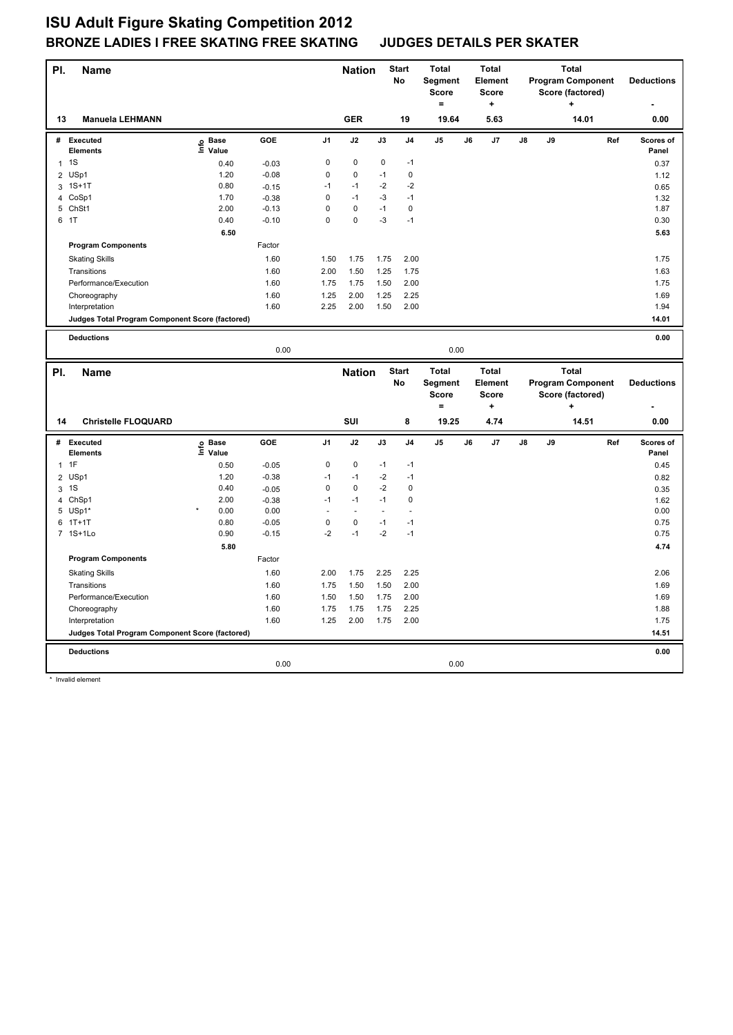# ISU Adult Figure Skating Competition 2012

## BRONZE LADIES I FREE SKATING FREE SKATING JUDGES DETAILS PER SKATER

| Pl. | Name | Nation | Start No | Total Segment Score = | Total Element Score + | Total Program Component Score (factored) + | Deductions - |
|---|---|---|---|---|---|---|---|
| 13 | Manuela LEHMANN | GER | 19 | 19.64 | 5.63 | 14.01 | 0.00 |

| # | Executed Elements | Info | Base Value | GOE | J1 | J2 | J3 | J4 | J5 | J6 | J7 | J8 | J9 | Ref | Scores of Panel |
|---|---|---|---|---|---|---|---|---|---|---|---|---|---|---|---|
| 1 | 1S | | 0.40 | -0.03 | 0 | 0 | 0 | -1 | | | | | | | 0.37 |
| 2 | USp1 | | 1.20 | -0.08 | 0 | 0 | -1 | 0 | | | | | | | 1.12 |
| 3 | 1S+1T | | 0.80 | -0.15 | -1 | -1 | -2 | -2 | | | | | | | 0.65 |
| 4 | CoSp1 | | 1.70 | -0.38 | 0 | -1 | -3 | -1 | | | | | | | 1.32 |
| 5 | ChSt1 | | 2.00 | -0.13 | 0 | 0 | -1 | 0 | | | | | | | 1.87 |
| 6 | 1T | | 0.40 | -0.10 | 0 | 0 | -3 | -1 | | | | | | | 0.30 |
| | | | 6.50 | | | | | | | | | | | | 5.63 |
| | **Program Components** | | | Factor | | | | | | | | | | | |
| | Skating Skills | | | 1.60 | 1.50 | 1.75 | 1.75 | 2.00 | | | | | | | 1.75 |
| | Transitions | | | 1.60 | 2.00 | 1.50 | 1.25 | 1.75 | | | | | | | 1.63 |
| | Performance/Execution | | | 1.60 | 1.75 | 1.75 | 1.50 | 2.00 | | | | | | | 1.75 |
| | Choreography | | | 1.60 | 1.25 | 2.00 | 1.25 | 2.25 | | | | | | | 1.69 |
| | Interpretation | | | 1.60 | 2.25 | 2.00 | 1.50 | 2.00 | | | | | | | 1.94 |
| | **Judges Total Program Component Score (factored)** | | | | | | | | | | | | | | 14.01 |
| | **Deductions** | | | | | | | | | | | | | | 0.00 |
| | | | | 0.00 | | | | | 0.00 | | | | | | |

| Pl. | Name | Nation | Start No | Total Segment Score = | Total Element Score + | Total Program Component Score (factored) + | Deductions - |
|---|---|---|---|---|---|---|---|
| 14 | Christelle FLOQUARD | SUI | 8 | 19.25 | 4.74 | 14.51 | 0.00 |

| # | Executed Elements | Info | Base Value | GOE | J1 | J2 | J3 | J4 | J5 | J6 | J7 | J8 | J9 | Ref | Scores of Panel |
|---|---|---|---|---|---|---|---|---|---|---|---|---|---|---|---|
| 1 | 1F | | 0.50 | -0.05 | 0 | 0 | -1 | -1 | | | | | | | 0.45 |
| 2 | USp1 | | 1.20 | -0.38 | -1 | -1 | -2 | -1 | | | | | | | 0.82 |
| 3 | 1S | | 0.40 | -0.05 | 0 | 0 | -2 | 0 | | | | | | | 0.35 |
| 4 | ChSp1 | | 2.00 | -0.38 | -1 | -1 | -1 | 0 | | | | | | | 1.62 |
| 5 | USp1* | * | 0.00 | 0.00 | - | - | - | - | | | | | | | 0.00 |
| 6 | 1T+1T | | 0.80 | -0.05 | 0 | 0 | -1 | -1 | | | | | | | 0.75 |
| 7 | 1S+1Lo | | 0.90 | -0.15 | -2 | -1 | -2 | -1 | | | | | | | 0.75 |
| | | | 5.80 | | | | | | | | | | | | 4.74 |
| | **Program Components** | | | Factor | | | | | | | | | | | |
| | Skating Skills | | | 1.60 | 2.00 | 1.75 | 2.25 | 2.25 | | | | | | | 2.06 |
| | Transitions | | | 1.60 | 1.75 | 1.50 | 1.50 | 2.00 | | | | | | | 1.69 |
| | Performance/Execution | | | 1.60 | 1.50 | 1.50 | 1.75 | 2.00 | | | | | | | 1.69 |
| | Choreography | | | 1.60 | 1.75 | 1.75 | 1.75 | 2.25 | | | | | | | 1.88 |
| | Interpretation | | | 1.60 | 1.25 | 2.00 | 1.75 | 2.00 | | | | | | | 1.75 |
| | **Judges Total Program Component Score (factored)** | | | | | | | | | | | | | | 14.51 |
| | **Deductions** | | | | | | | | | | | | | | 0.00 |
| | | | | 0.00 | | | | | 0.00 | | | | | | |

* Invalid element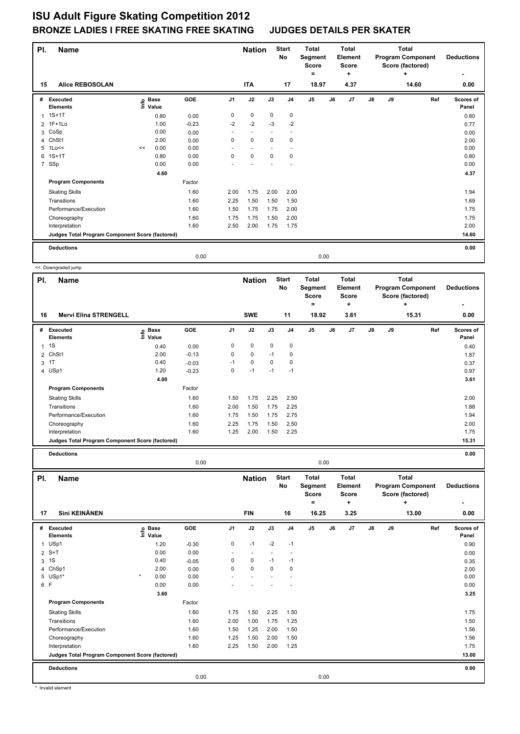# ISU Adult Figure Skating Competition 2012

## BRONZE LADIES I FREE SKATING FREE SKATING JUDGES DETAILS PER SKATER

| Pl. | Name | Nation | Start No | Total Segment Score = | Total Element Score + | Total Program Component Score (factored) + | Deductions - |
|---|---|---|---|---|---|---|---|
| 15 | Alice REBOSOLAN | ITA | 17 | 18.97 | 4.37 | 14.60 | 0.00 |

| # | Executed Elements | Info | Base Value | GOE | J1 | J2 | J3 | J4 | J5 | J6 | J7 | J8 | J9 | Ref | Scores of Panel |
|---|---|---|---|---|---|---|---|---|---|---|---|---|---|---|---|
| 1 | 1S+1T | | 0.80 | 0.00 | 0 | 0 | 0 | 0 | | | | | | | 0.80 |
| 2 | 1F+1Lo | | 1.00 | -0.23 | -2 | -2 | -3 | -2 | | | | | | | 0.77 |
| 3 | CoSp | | 0.00 | 0.00 | - | - | - | - | | | | | | | 0.00 |
| 4 | ChSt1 | | 2.00 | 0.00 | 0 | 0 | 0 | 0 | | | | | | | 2.00 |
| 5 | 1Lo<< | << | 0.00 | 0.00 | - | - | - | - | | | | | | | 0.00 |
| 6 | 1S+1T | | 0.80 | 0.00 | 0 | 0 | 0 | 0 | | | | | | | 0.80 |
| 7 | SSp | | 0.00 | 0.00 | - | - | - | - | | | | | | | 0.00 |
| | | | 4.60 | | | | | | | | | | | | 4.37 |

| Program Components | Factor | J1 | J2 | J3 | J4 | J5 | J6 | J7 | J8 | J9 | Scores of Panel |
|---|---|---|---|---|---|---|---|---|---|---|---|
| Skating Skills | 1.60 | 2.00 | 1.75 | 2.00 | 2.00 | | | | | | 1.94 |
| Transitions | 1.60 | 2.25 | 1.50 | 1.50 | 1.50 | | | | | | 1.69 |
| Performance/Execution | 1.60 | 1.50 | 1.75 | 1.75 | 2.00 | | | | | | 1.75 |
| Choreography | 1.60 | 1.75 | 1.75 | 1.50 | 2.00 | | | | | | 1.75 |
| Interpretation | 1.60 | 2.50 | 2.00 | 1.75 | 1.75 | | | | | | 2.00 |
| Judges Total Program Component Score (factored) | | | | | | | | | | | 14.60 |

| Deductions | | | 0.00 |
|---|---|---|---|
| | 0.00 | 0.00 | |

<< Downgraded jump

| Pl. | Name | Nation | Start No | Total Segment Score = | Total Element Score + | Total Program Component Score (factored) + | Deductions - |
|---|---|---|---|---|---|---|---|
| 16 | Mervi Elina STRENGELL | SWE | 11 | 18.92 | 3.61 | 15.31 | 0.00 |

| # | Executed Elements | Info | Base Value | GOE | J1 | J2 | J3 | J4 | J5 | J6 | J7 | J8 | J9 | Ref | Scores of Panel |
|---|---|---|---|---|---|---|---|---|---|---|---|---|---|---|---|
| 1 | 1S | | 0.40 | 0.00 | 0 | 0 | 0 | 0 | | | | | | | 0.40 |
| 2 | ChSt1 | | 2.00 | -0.13 | 0 | 0 | -1 | 0 | | | | | | | 1.87 |
| 3 | 1T | | 0.40 | -0.03 | -1 | 0 | 0 | 0 | | | | | | | 0.37 |
| 4 | USp1 | | 1.20 | -0.23 | 0 | -1 | -1 | -1 | | | | | | | 0.97 |
| | | | 4.00 | | | | | | | | | | | | 3.61 |

| Program Components | Factor | J1 | J2 | J3 | J4 | J5 | J6 | J7 | J8 | J9 | Scores of Panel |
|---|---|---|---|---|---|---|---|---|---|---|---|
| Skating Skills | 1.60 | 1.50 | 1.75 | 2.25 | 2.50 | | | | | | 2.00 |
| Transitions | 1.60 | 2.00 | 1.50 | 1.75 | 2.25 | | | | | | 1.88 |
| Performance/Execution | 1.60 | 1.75 | 1.50 | 1.75 | 2.75 | | | | | | 1.94 |
| Choreography | 1.60 | 2.25 | 1.75 | 1.50 | 2.50 | | | | | | 2.00 |
| Interpretation | 1.60 | 1.25 | 2.00 | 1.50 | 2.25 | | | | | | 1.75 |
| Judges Total Program Component Score (factored) | | | | | | | | | | | 15.31 |

| Deductions | | | 0.00 |
|---|---|---|---|
| | 0.00 | 0.00 | |

| Pl. | Name | Nation | Start No | Total Segment Score = | Total Element Score + | Total Program Component Score (factored) + | Deductions - |
|---|---|---|---|---|---|---|---|
| 17 | Sini KEINÄNEN | FIN | 16 | 16.25 | 3.25 | 13.00 | 0.00 |

| # | Executed Elements | Info | Base Value | GOE | J1 | J2 | J3 | J4 | J5 | J6 | J7 | J8 | J9 | Ref | Scores of Panel |
|---|---|---|---|---|---|---|---|---|---|---|---|---|---|---|---|
| 1 | USp1 | | 1.20 | -0.30 | 0 | -1 | -2 | -1 | | | | | | | 0.90 |
| 2 | S+T | | 0.00 | 0.00 | - | - | - | - | | | | | | | 0.00 |
| 3 | 1S | | 0.40 | -0.05 | 0 | 0 | -1 | -1 | | | | | | | 0.35 |
| 4 | ChSp1 | | 2.00 | 0.00 | 0 | 0 | 0 | 0 | | | | | | | 2.00 |
| 5 | USp1* | * | 0.00 | 0.00 | - | - | - | - | | | | | | | 0.00 |
| 6 | F | | 0.00 | 0.00 | - | - | - | - | | | | | | | 0.00 |
| | | | 3.60 | | | | | | | | | | | | 3.25 |

| Program Components | Factor | J1 | J2 | J3 | J4 | J5 | J6 | J7 | J8 | J9 | Scores of Panel |
|---|---|---|---|---|---|---|---|---|---|---|---|
| Skating Skills | 1.60 | 1.75 | 1.50 | 2.25 | 1.50 | | | | | | 1.75 |
| Transitions | 1.60 | 2.00 | 1.00 | 1.75 | 1.25 | | | | | | 1.50 |
| Performance/Execution | 1.60 | 1.50 | 1.25 | 2.00 | 1.50 | | | | | | 1.56 |
| Choreography | 1.60 | 1.25 | 1.50 | 2.00 | 1.50 | | | | | | 1.56 |
| Interpretation | 1.60 | 2.25 | 1.50 | 2.00 | 1.25 | | | | | | 1.75 |
| Judges Total Program Component Score (factored) | | | | | | | | | | | 13.00 |

| Deductions | | | 0.00 |
|---|---|---|---|
| | 0.00 | 0.00 | |

* Invalid element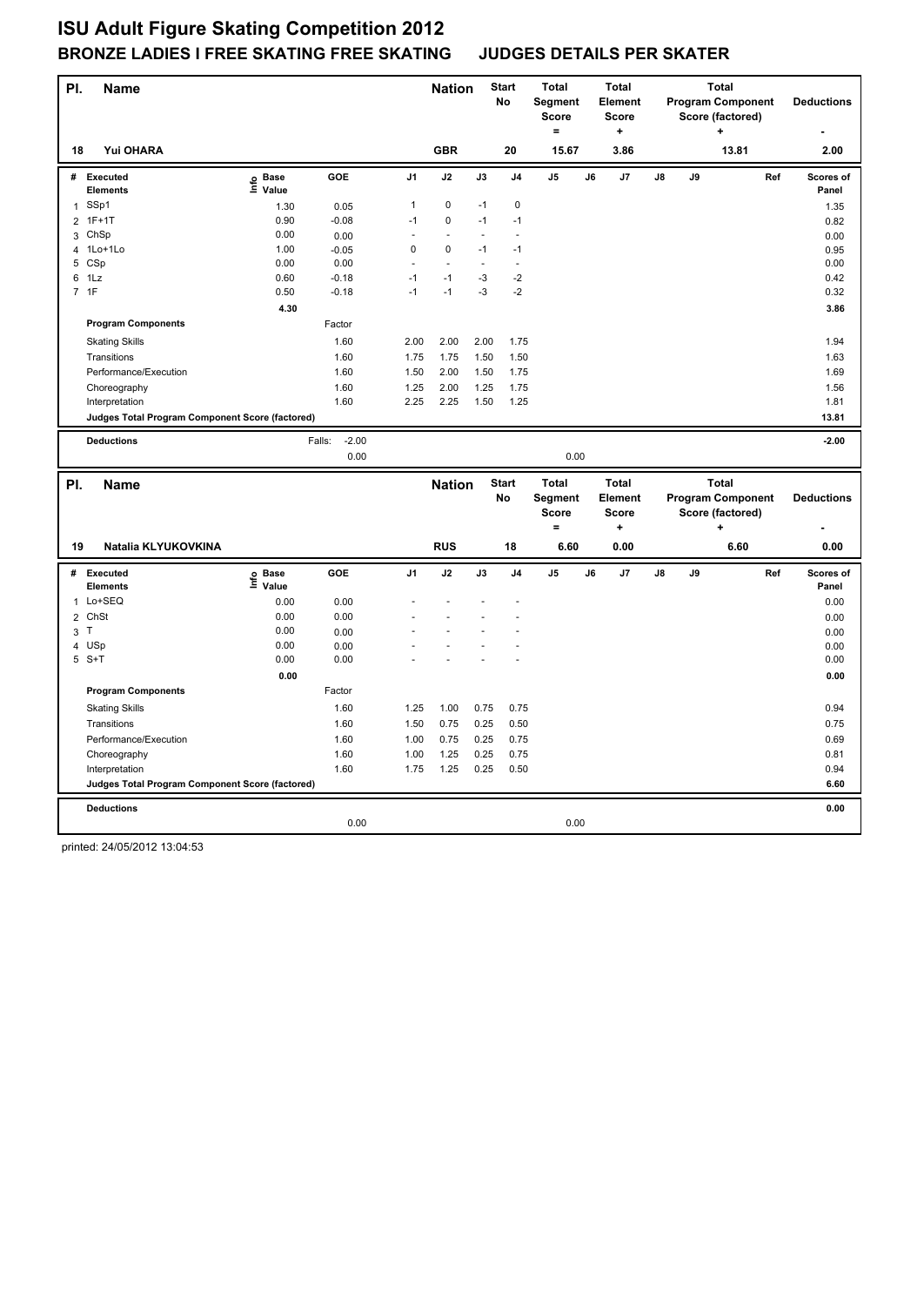# ISU Adult Figure Skating Competition 2012

## BRONZE LADIES I FREE SKATING FREE SKATING JUDGES DETAILS PER SKATER

| Pl. | Name | Nation | Start No | Total Segment Score = | Total Element Score + | Total Program Component Score (factored) + | Deductions - |
|---|---|---|---|---|---|---|---|
| 18 | Yui OHARA | GBR | 20 | 15.67 | 3.86 | 13.81 | 2.00 |

| # | Executed Elements | Info | Base Value | GOE | J1 | J2 | J3 | J4 | J5 | J6 | J7 | J8 | J9 | Ref | Scores of Panel |
|---|---|---|---|---|---|---|---|---|---|---|---|---|---|---|---|
| 1 | SSp1 | | 1.30 | 0.05 | 1 | 0 | -1 | 0 | | | | | | | 1.35 |
| 2 | 1F+1T | | 0.90 | -0.08 | -1 | 0 | -1 | -1 | | | | | | | 0.82 |
| 3 | ChSp | | 0.00 | 0.00 | - | - | - | - | | | | | | | 0.00 |
| 4 | 1Lo+1Lo | | 1.00 | -0.05 | 0 | 0 | -1 | -1 | | | | | | | 0.95 |
| 5 | CSp | | 0.00 | 0.00 | - | - | - | - | | | | | | | 0.00 |
| 6 | 1Lz | | 0.60 | -0.18 | -1 | -1 | -3 | -2 | | | | | | | 0.42 |
| 7 | 1F | | 0.50 | -0.18 | -1 | -1 | -3 | -2 | | | | | | | 0.32 |
| | | | 4.30 | | | | | | | | | | | | 3.86 |

| Program Components | Factor | J1 | J2 | J3 | J4 | J5 | J6 | J7 | J8 | J9 | Scores of Panel |
|---|---|---|---|---|---|---|---|---|---|---|---|
| Skating Skills | 1.60 | 2.00 | 2.00 | 2.00 | 1.75 | | | | | | 1.94 |
| Transitions | 1.60 | 1.75 | 1.75 | 1.50 | 1.50 | | | | | | 1.63 |
| Performance/Execution | 1.60 | 1.50 | 2.00 | 1.50 | 1.75 | | | | | | 1.69 |
| Choreography | 1.60 | 1.25 | 2.00 | 1.25 | 1.75 | | | | | | 1.56 |
| Interpretation | 1.60 | 2.25 | 2.25 | 1.50 | 1.25 | | | | | | 1.81 |
| Judges Total Program Component Score (factored) | | | | | | | | | | | 13.81 |

| Deductions | | | |
|---|---|---|---|
| Deductions | Falls: -2.00 | | -2.00 |
| | 0.00 | 0.00 | |

| Pl. | Name | Nation | Start No | Total Segment Score = | Total Element Score + | Total Program Component Score (factored) + | Deductions - |
|---|---|---|---|---|---|---|---|
| 19 | Natalia KLYUKOVKINA | RUS | 18 | 6.60 | 0.00 | 6.60 | 0.00 |

| # | Executed Elements | Info | Base Value | GOE | J1 | J2 | J3 | J4 | J5 | J6 | J7 | J8 | J9 | Ref | Scores of Panel |
|---|---|---|---|---|---|---|---|---|---|---|---|---|---|---|---|
| 1 | Lo+SEQ | | 0.00 | 0.00 | - | - | - | - | | | | | | | 0.00 |
| 2 | ChSt | | 0.00 | 0.00 | - | - | - | - | | | | | | | 0.00 |
| 3 | T | | 0.00 | 0.00 | - | - | - | - | | | | | | | 0.00 |
| 4 | USp | | 0.00 | 0.00 | - | - | - | - | | | | | | | 0.00 |
| 5 | S+T | | 0.00 | 0.00 | - | - | - | - | | | | | | | 0.00 |
| | | | 0.00 | | | | | | | | | | | | 0.00 |

| Program Components | Factor | J1 | J2 | J3 | J4 | J5 | J6 | J7 | J8 | J9 | Scores of Panel |
|---|---|---|---|---|---|---|---|---|---|---|---|
| Skating Skills | 1.60 | 1.25 | 1.00 | 0.75 | 0.75 | | | | | | 0.94 |
| Transitions | 1.60 | 1.50 | 0.75 | 0.25 | 0.50 | | | | | | 0.75 |
| Performance/Execution | 1.60 | 1.00 | 0.75 | 0.25 | 0.75 | | | | | | 0.69 |
| Choreography | 1.60 | 1.00 | 1.25 | 0.25 | 0.75 | | | | | | 0.81 |
| Interpretation | 1.60 | 1.75 | 1.25 | 0.25 | 0.50 | | | | | | 0.94 |
| Judges Total Program Component Score (factored) | | | | | | | | | | | 6.60 |

| Deductions | | | |
|---|---|---|---|
| Deductions | | | 0.00 |
| | 0.00 | 0.00 | |

printed: 24/05/2012 13:04:53